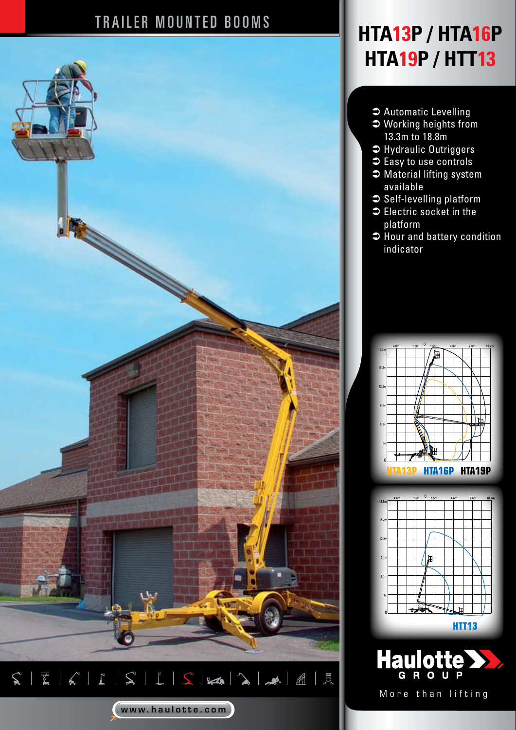# TRAILER MOUNTED BOOMS

# HTA13P / HTA16P HTA19P / HTT13

- Automatic Levelling
- Working heights from 13.3m to 18.8m
- Hydraulic Outriggers
- Easy to use controls
- Material lifting system available
- Self-levelling platform
- Electric socket in the platform
- Hour and battery condition indicator

HTA13P HTA16P HTA19P

HTT13

Haulotte GROUP

More than lifting

www.haulotte.com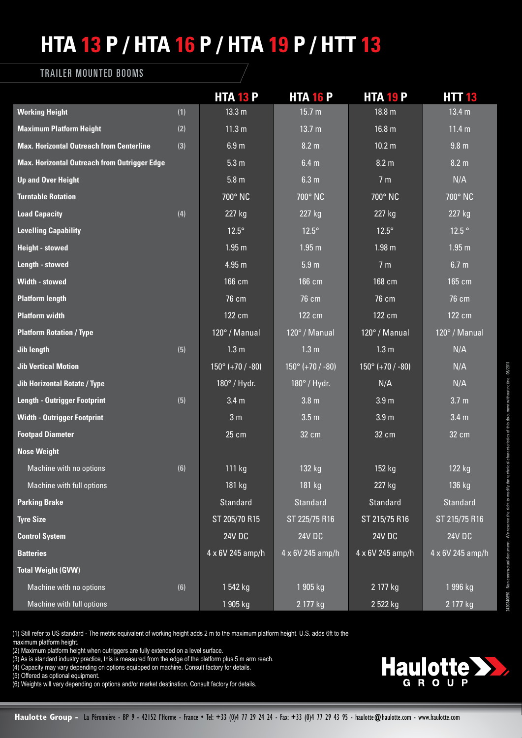# HTA 13 P / HTA 16 P / HTA 19 P / HTT 13

TRAILER MOUNTED BOOMS

| | | HTA 13 P | HTA 16 P | HTA 19 P | HTT 13 |
|---|---|---|---|---|---|
| **Working Height** | (1) | 13.3 m | 15.7 m | 18.8 m | 13.4 m |
| **Maximum Platform Height** | (2) | 11.3 m | 13.7 m | 16.8 m | 11.4 m |
| **Max. Horizontal Outreach from Centerline** | (3) | 6.9 m | 8.2 m | 10.2 m | 9.8 m |
| **Max. Horizontal Outreach from Outrigger Edge** | | 5.3 m | 6.4 m | 8.2 m | 8.2 m |
| **Up and Over Height** | | 5.8 m | 6.3 m | 7 m | N/A |
| **Turntable Rotation** | | 700° NC | 700° NC | 700° NC | 700° NC |
| **Load Capacity** | (4) | 227 kg | 227 kg | 227 kg | 227 kg |
| **Levelling Capability** | | 12.5° | 12.5° | 12.5° | 12.5 ° |
| **Height - stowed** | | 1.95 m | 1.95 m | 1.98 m | 1.95 m |
| **Length - stowed** | | 4.95 m | 5.9 m | 7 m | 6.7 m |
| **Width - stowed** | | 166 cm | 166 cm | 168 cm | 165 cm |
| **Platform length** | | 76 cm | 76 cm | 76 cm | 76 cm |
| **Platform width** | | 122 cm | 122 cm | 122 cm | 122 cm |
| **Platform Rotation / Type** | | 120° / Manual | 120° / Manual | 120° / Manual | 120° / Manual |
| **Jib length** | (5) | 1.3 m | 1.3 m | 1.3 m | N/A |
| **Jib Vertical Motion** | | 150° (+70 / -80) | 150° (+70 / -80) | 150° (+70 / -80) | N/A |
| **Jib Horizontal Rotate / Type** | | 180° / Hydr. | 180° / Hydr. | N/A | N/A |
| **Length - Outrigger Footprint** | (5) | 3.4 m | 3.8 m | 3.9 m | 3.7 m |
| **Width - Outrigger Footprint** | | 3 m | 3.5 m | 3.9 m | 3.4 m |
| **Footpad Diameter** | | 25 cm | 32 cm | 32 cm | 32 cm |
| **Nose Weight** | | | | | |
| Machine with no options | (6) | 111 kg | 132 kg | 152 kg | 122 kg |
| Machine with full options | | 181 kg | 181 kg | 227 kg | 136 kg |
| **Parking Brake** | | Standard | Standard | Standard | Standard |
| **Tyre Size** | | ST 205/70 R15 | ST 225/75 R16 | ST 215/75 R16 | ST 215/75 R16 |
| **Control System** | | 24V DC | 24V DC | 24V DC | 24V DC |
| **Batteries** | | 4 x 6V 245 amp/h | 4 x 6V 245 amp/h | 4 x 6V 245 amp/h | 4 x 6V 245 amp/h |
| **Total Weight (GVW)** | | | | | |
| Machine with no options | (6) | 1 542 kg | 1 905 kg | 2 177 kg | 1 996 kg |
| Machine with full options | | 1 905 kg | 2 177 kg | 2 522 kg | 2 177 kg |

(1) Still refer to US standard - The metric equivalent of working height adds 2 m to the maximum platform height. U.S. adds 6ft to the maximum platform height.
(2) Maximum platform height when outriggers are fully extended on a level surface.
(3) As is standard industry practice, this is measured from the edge of the platform plus 5 m arm reach.
(4) Capacity may vary depending on options equipped on machine. Consult factory for details.
(5) Offered as optional equipment.
(6) Weights will vary depending on options and/or market destination. Consult factory for details.

242034950 - Non contractual document - We reserve the right to modify the technical characteristics of this document without notice - 06/2011

Haulotte GROUP

**Haulotte Group** - La Péronnière - BP 9 - 42152 l'Horme - France • Tel: +33 (0)4 77 29 24 24 - Fax: +33 (0)4 77 29 43 95 - haulotte@haulotte.com - www.haulotte.com